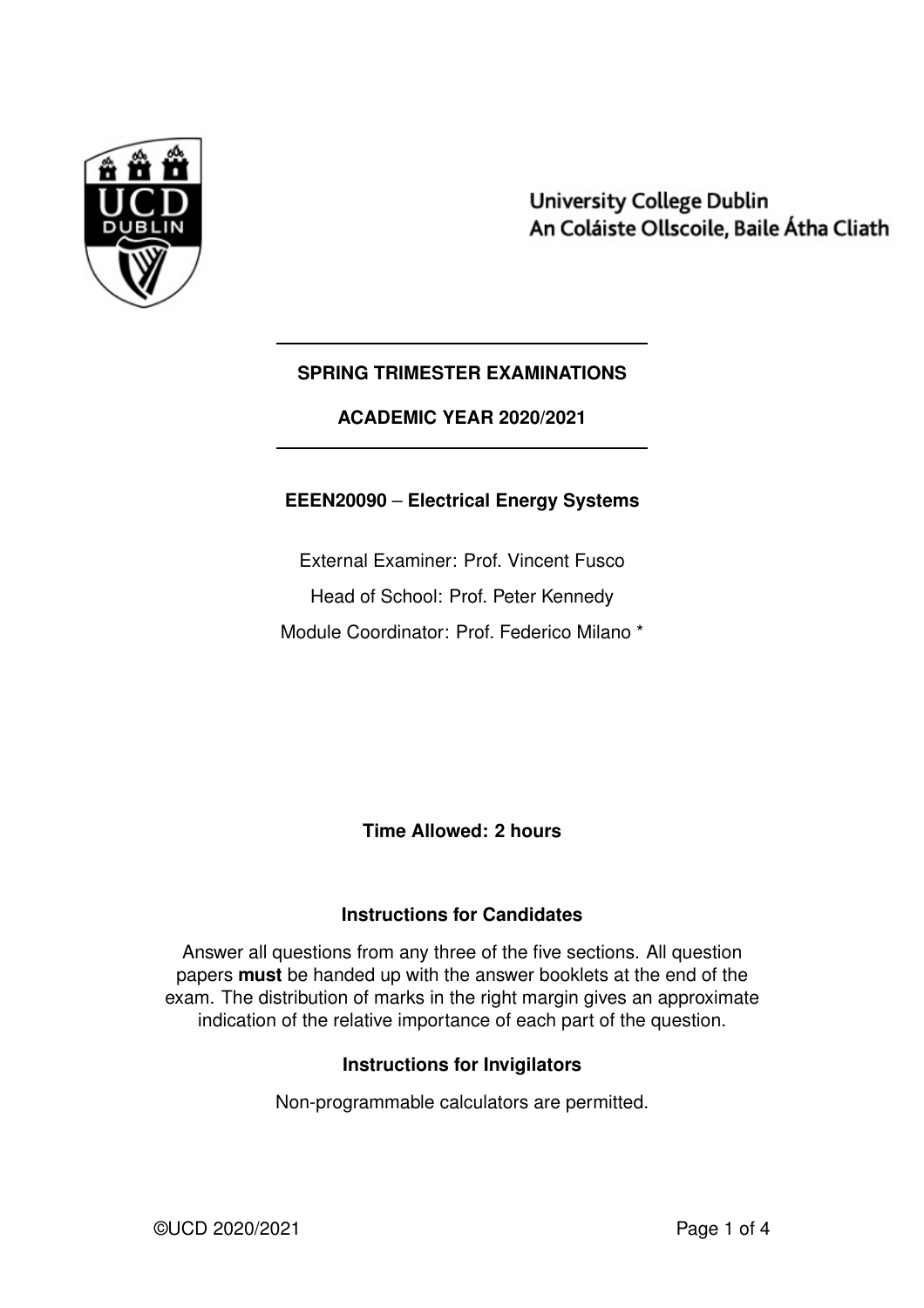University College Dublin
An Coláiste Ollscoile, Baile Átha Cliath

**SPRING TRIMESTER EXAMINATIONS**

**ACADEMIC YEAR 2020/2021**

**EEEN20090 – Electrical Energy Systems**

External Examiner: Prof. Vincent Fusco

Head of School: Prof. Peter Kennedy

Module Coordinator: Prof. Federico Milano *

**Time Allowed: 2 hours**

**Instructions for Candidates**

Answer all questions from any three of the five sections. All question papers **must** be handed up with the answer booklets at the end of the exam. The distribution of marks in the right margin gives an approximate indication of the relative importance of each part of the question.

**Instructions for Invigilators**

Non-programmable calculators are permitted.

©UCD 2020/2021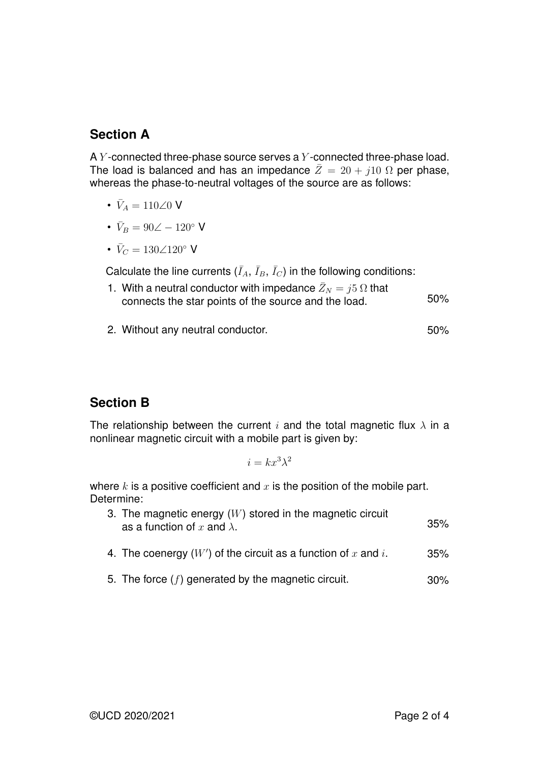## Section A

A $Y$-connected three-phase source serves a $Y$-connected three-phase load. The load is balanced and has an impedance $\bar{Z} = 20 + j10\ \Omega$ per phase, whereas the phase-to-neutral voltages of the source are as follows:

- $\bar{V}_A = 110\angle 0$ V
- $\bar{V}_B = 90\angle -120^\circ$ V
- $\bar{V}_C = 130\angle 120^\circ$ V

Calculate the line currents ($\bar{I}_A$, $\bar{I}_B$, $\bar{I}_C$) in the following conditions:

1. With a neutral conductor with impedance $\bar{Z}_N = j5\ \Omega$ that connects the star points of the source and the load. 50%

2. Without any neutral conductor. 50%

## Section B

The relationship between the current $i$ and the total magnetic flux $\lambda$ in a nonlinear magnetic circuit with a mobile part is given by:

$$i = kx^3\lambda^2$$

where $k$ is a positive coefficient and $x$ is the position of the mobile part. Determine:

3. The magnetic energy ($W$) stored in the magnetic circuit as a function of $x$ and $\lambda$. 35%

4. The coenergy ($W'$) of the circuit as a function of $x$ and $i$. 35%

5. The force ($f$) generated by the magnetic circuit. 30%

©UCD 2020/2021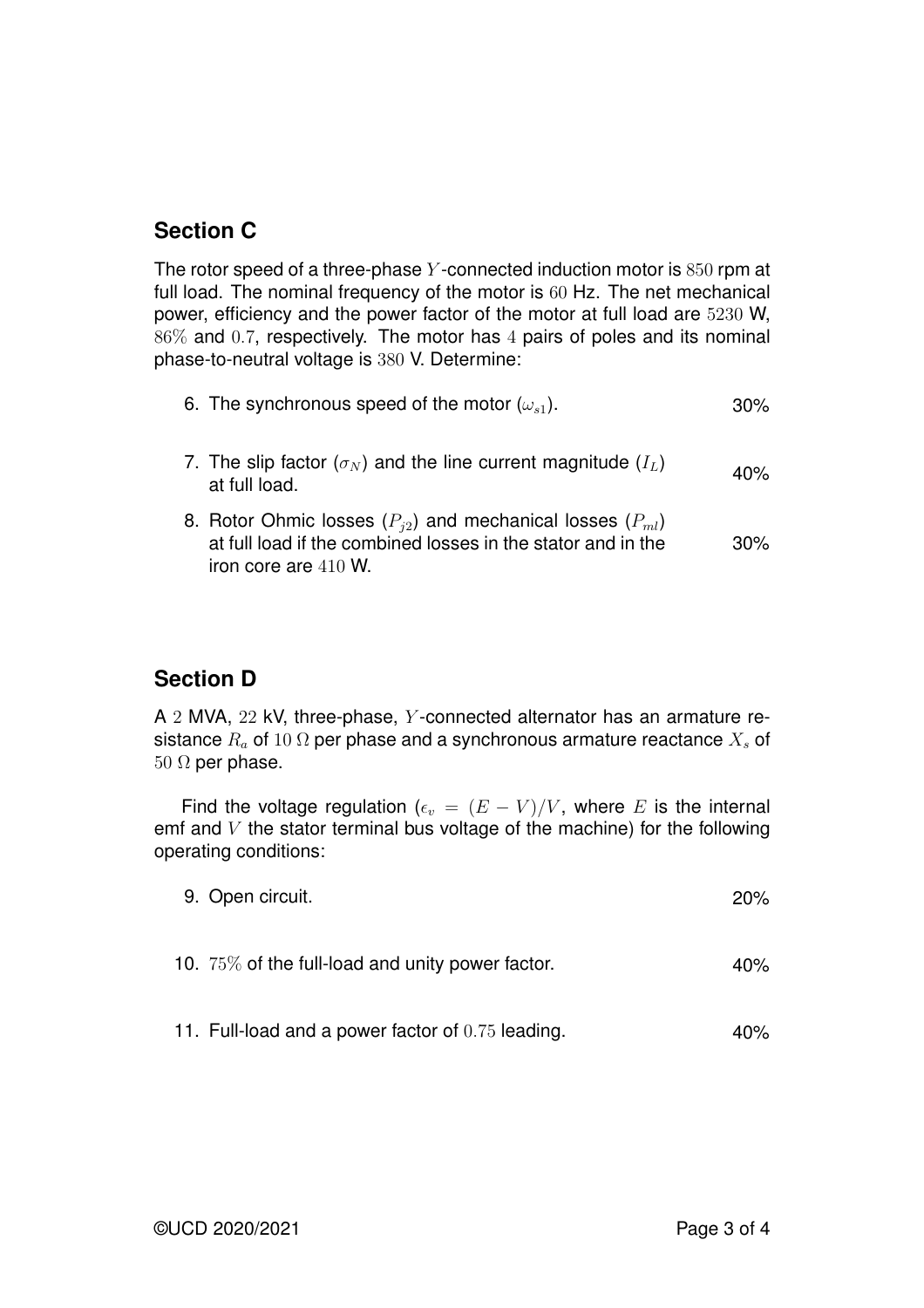## Section C

The rotor speed of a three-phase $Y$-connected induction motor is $850$ rpm at full load. The nominal frequency of the motor is $60$ Hz. The net mechanical power, efficiency and the power factor of the motor at full load are $5230$ W, $86\%$ and $0.7$, respectively. The motor has $4$ pairs of poles and its nominal phase-to-neutral voltage is $380$ V. Determine:

6. The synchronous speed of the motor ($\omega_{s1}$). 30%

7. The slip factor ($\sigma_N$) and the line current magnitude ($I_L$) at full load. 40%

8. Rotor Ohmic losses ($P_{j2}$) and mechanical losses ($P_{ml}$) at full load if the combined losses in the stator and in the iron core are $410$ W. 30%

## Section D

A $2$ MVA, $22$ kV, three-phase, $Y$-connected alternator has an armature resistance $R_a$ of $10\ \Omega$ per phase and a synchronous armature reactance $X_s$ of $50\ \Omega$ per phase.

Find the voltage regulation ($\epsilon_v = (E - V)/V$, where $E$ is the internal emf and $V$ the stator terminal bus voltage of the machine) for the following operating conditions:

9. Open circuit. 20%

10. $75\%$ of the full-load and unity power factor. 40%

11. Full-load and a power factor of $0.75$ leading. 40%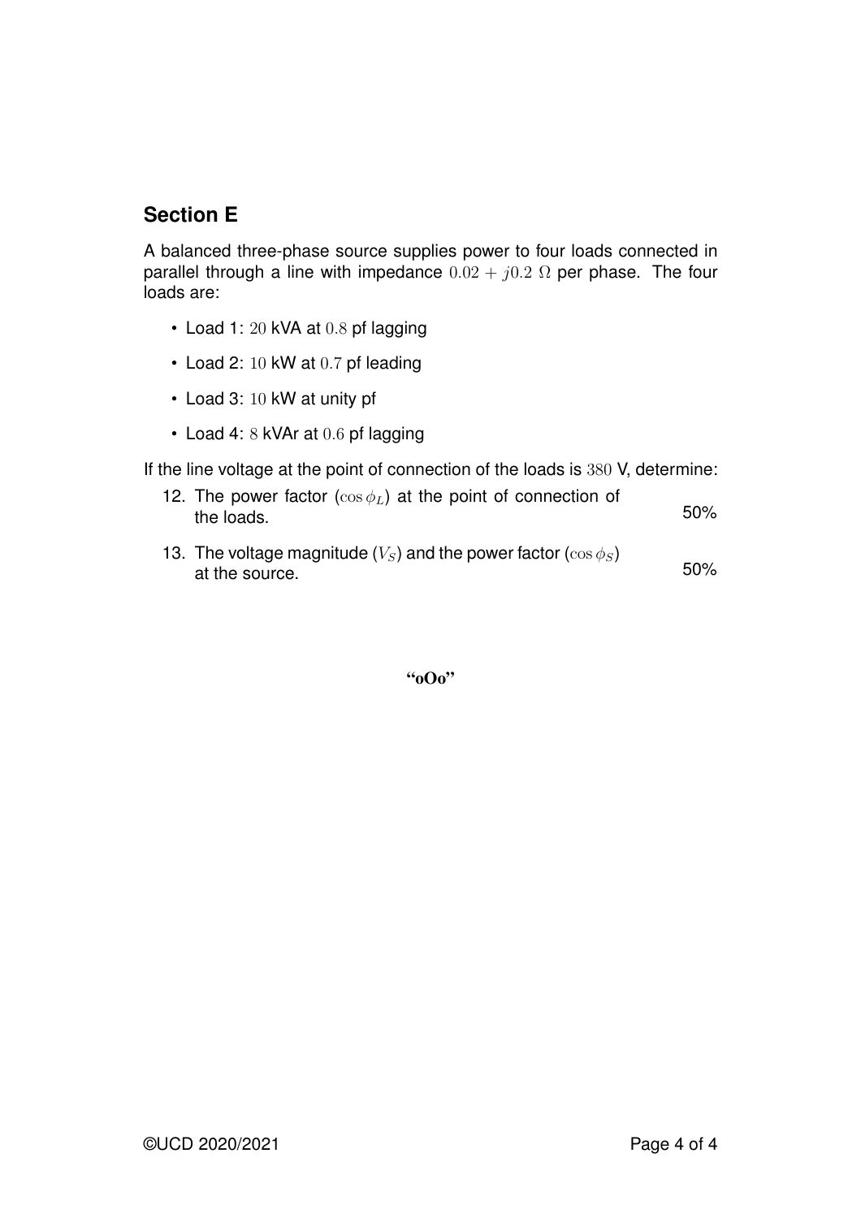## Section E

A balanced three-phase source supplies power to four loads connected in parallel through a line with impedance $0.02 + j0.2\ \Omega$ per phase. The four loads are:

- Load 1: $20$ kVA at $0.8$ pf lagging
- Load 2: $10$ kW at $0.7$ pf leading
- Load 3: $10$ kW at unity pf
- Load 4: $8$ kVAr at $0.6$ pf lagging

If the line voltage at the point of connection of the loads is $380$ V, determine:

12. The power factor ($\cos \phi_L$) at the point of connection of the loads. 50%

13. The voltage magnitude ($V_S$) and the power factor ($\cos \phi_S$) at the source. 50%

**"oOo"**

©UCD 2020/2021